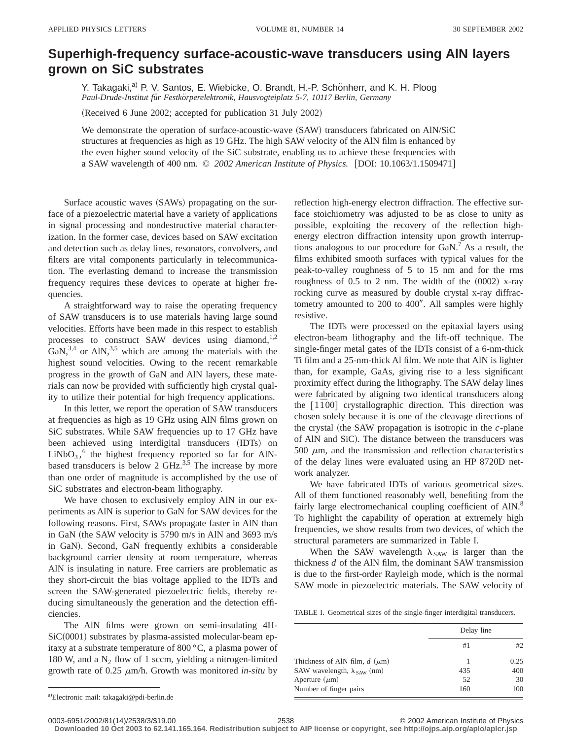# Superhigh-frequency surface-acoustic-wave transducers using AlN layers grown on SiC substrates

Y. Takagaki,[a] P. V. Santos, E. Wiebicke, O. Brandt, H.-P. Schönherr, and K. H. Ploog

*Paul-Drude-Institut für Festkörperelektronik, Hausvogteiplatz 5-7, 10117 Berlin, Germany*

(Received 6 June 2002; accepted for publication 31 July 2002)

We demonstrate the operation of surface-acoustic-wave (SAW) transducers fabricated on AlN/SiC structures at frequencies as high as 19 GHz. The high SAW velocity of the AlN film is enhanced by the even higher sound velocity of the SiC substrate, enabling us to achieve these frequencies with a SAW wavelength of 400 nm. © *2002 American Institute of Physics.* [DOI: 10.1063/1.1509471]

Surface acoustic waves (SAWs) propagating on the surface of a piezoelectric material have a variety of applications in signal processing and nondestructive material characterization. In the former case, devices based on SAW excitation and detection such as delay lines, resonators, convolvers, and filters are vital components particularly in telecommunication. The everlasting demand to increase the transmission frequency requires these devices to operate at higher frequencies.

A straightforward way to raise the operating frequency of SAW transducers is to use materials having large sound velocities. Efforts have been made in this respect to establish processes to construct SAW devices using diamond,[1,2] GaN,[3,4] or AlN,[3,5] which are among the materials with the highest sound velocities. Owing to the recent remarkable progress in the growth of GaN and AlN layers, these materials can now be provided with sufficiently high crystal quality to utilize their potential for high frequency applications.

In this letter, we report the operation of SAW transducers at frequencies as high as 19 GHz using AlN films grown on SiC substrates. While SAW frequencies up to 17 GHz have been achieved using interdigital transducers (IDTs) on $LiNbO_3$,[6] the highest frequency reported so far for AlN-based transducers is below 2 GHz.[3,5] The increase by more than one order of magnitude is accomplished by the use of SiC substrates and electron-beam lithography.

We have chosen to exclusively employ AlN in our experiments as AlN is superior to GaN for SAW devices for the following reasons. First, SAWs propagate faster in AlN than in GaN (the SAW velocity is 5790 m/s in AlN and 3693 m/s in GaN). Second, GaN frequently exhibits a considerable background carrier density at room temperature, whereas AlN is insulating in nature. Free carriers are problematic as they short-circuit the bias voltage applied to the IDTs and screen the SAW-generated piezoelectric fields, thereby reducing simultaneously the generation and the detection efficiencies.

The AlN films were grown on semi-insulating 4H-SiC(0001) substrates by plasma-assisted molecular-beam epitaxy at a substrate temperature of 800 °C, a plasma power of 180 W, and a $N_2$ flow of 1 sccm, yielding a nitrogen-limited growth rate of 0.25 μm/h. Growth was monitored *in-situ* by reflection high-energy electron diffraction. The effective surface stoichiometry was adjusted to be as close to unity as possible, exploiting the recovery of the reflection high-energy electron diffraction intensity upon growth interruptions analogous to our procedure for GaN.[7] As a result, the films exhibited smooth surfaces with typical values for the peak-to-valley roughness of 5 to 15 nm and for the rms roughness of 0.5 to 2 nm. The width of the (0002) x-ray rocking curve as measured by double crystal x-ray diffractometry amounted to 200 to 400″. All samples were highly resistive.

The IDTs were processed on the epitaxial layers using electron-beam lithography and the lift-off technique. The single-finger metal gates of the IDTs consist of a 6-nm-thick Ti film and a 25-nm-thick Al film. We note that AlN is lighter than, for example, GaAs, giving rise to a less significant proximity effect during the lithography. The SAW delay lines were fabricated by aligning two identical transducers along the $[1\bar{1}00]$ crystallographic direction. This direction was chosen solely because it is one of the cleavage directions of the crystal (the SAW propagation is isotropic in the *c*-plane of AlN and SiC). The distance between the transducers was 500 μm, and the transmission and reflection characteristics of the delay lines were evaluated using an HP 8720D network analyzer.

We have fabricated IDTs of various geometrical sizes. All of them functioned reasonably well, benefiting from the fairly large electromechanical coupling coefficient of AlN.[8] To highlight the capability of operation at extremely high frequencies, we show results from two devices, of which the structural parameters are summarized in Table I.

When the SAW wavelength $\lambda_{SAW}$ is larger than the thickness $d$ of the AlN film, the dominant SAW transmission is due to the first-order Rayleigh mode, which is the normal SAW mode in piezoelectric materials. The SAW velocity of

TABLE I. Geometrical sizes of the single-finger interdigital transducers.

| | Delay line | |
|---|---|---|
| | #1 | #2 |
| Thickness of AlN film, $d$ (μm) | 1 | 0.25 |
| SAW wavelength, $\lambda_{SAW}$ (nm) | 435 | 400 |
| Aperture (μm) | 52 | 30 |
| Number of finger pairs | 160 | 100 |

[a] Electronic mail: takagaki@pdi-berlin.de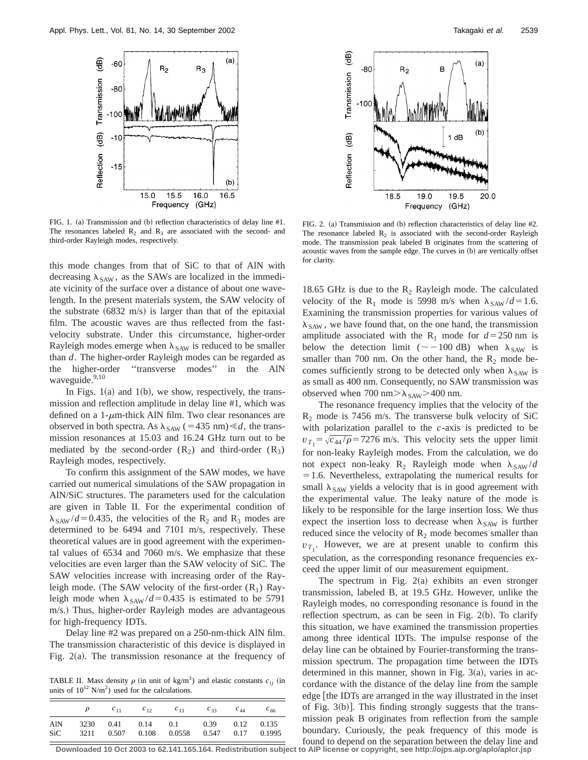FIG. 1. (a) Transmission and (b) reflection characteristics of delay line #1. The resonances labeled $R_2$ and $R_3$ are associated with the second- and third-order Rayleigh modes, respectively.

FIG. 2. (a) Transmission and (b) reflection characteristics of delay line #2. The resonance labeled $R_2$ is associated with the second-order Rayleigh mode. The transmission peak labeled B originates from the scattering of acoustic waves from the sample edge. The curves in (b) are vertically offset for clarity.

this mode changes from that of SiC to that of AlN with decreasing $\lambda_{SAW}$, as the SAWs are localized in the immediate vicinity of the surface over a distance of about one wavelength. In the present materials system, the SAW velocity of the substrate (6832 m/s) is larger than that of the epitaxial film. The acoustic waves are thus reflected from the fast-velocity substrate. Under this circumstance, higher-order Rayleigh modes emerge when $\lambda_{SAW}$ is reduced to be smaller than $d$. The higher-order Rayleigh modes can be regarded as the higher-order "transverse modes" in the AlN waveguide.[9,10]

In Figs. 1(a) and 1(b), we show, respectively, the transmission and reflection amplitude in delay line #1, which was defined on a 1-$\mu$m-thick AlN film. Two clear resonances are observed in both spectra. As $\lambda_{SAW}$ ($=435$ nm)$\ll d$, the transmission resonances at 15.03 and 16.24 GHz turn out to be mediated by the second-order ($R_2$) and third-order ($R_3$) Rayleigh modes, respectively.

To confirm this assignment of the SAW modes, we have carried out numerical simulations of the SAW propagation in AlN/SiC structures. The parameters used for the calculation are given in Table II. For the experimental condition of $\lambda_{SAW}/d=0.435$, the velocities of the $R_2$ and $R_3$ modes are determined to be 6494 and 7101 m/s, respectively. These theoretical values are in good agreement with the experimental values of 6534 and 7060 m/s. We emphasize that these velocities are even larger than the SAW velocity of SiC. The SAW velocities increase with increasing order of the Rayleigh mode. (The SAW velocity of the first-order ($R_1$) Rayleigh mode when $\lambda_{SAW}/d=0.435$ is estimated to be 5791 m/s.) Thus, higher-order Rayleigh modes are advantageous for high-frequency IDTs.

Delay line #2 was prepared on a 250-nm-thick AlN film. The transmission characteristic of this device is displayed in Fig. 2(a). The transmission resonance at the frequency of 18.65 GHz is due to the $R_2$ Rayleigh mode. The calculated velocity of the $R_1$ mode is 5998 m/s when $\lambda_{SAW}/d=1.6$. Examining the transmission properties for various values of $\lambda_{SAW}$, we have found that, on the one hand, the transmission amplitude associated with the $R_1$ mode for $d=250$ nm is below the detection limit ($\sim -100$ dB) when $\lambda_{SAW}$ is smaller than 700 nm. On the other hand, the $R_2$ mode becomes sufficiently strong to be detected only when $\lambda_{SAW}$ is as small as 400 nm. Consequently, no SAW transmission was observed when 700 nm$>\lambda_{SAW}>$400 nm.

The resonance frequency implies that the velocity of the $R_2$ mode is 7456 m/s. The transverse bulk velocity of SiC with polarization parallel to the $c$-axis is predicted to be $v_{T_1}=\sqrt{c_{44}/\rho}=7276$ m/s. This velocity sets the upper limit for non-leaky Rayleigh modes. From the calculation, we do not expect non-leaky $R_2$ Rayleigh mode when $\lambda_{SAW}/d=1.6$. Nevertheless, extrapolating the numerical results for small $\lambda_{SAW}$ yields a velocity that is in good agreement with the experimental value. The leaky nature of the mode is likely to be responsible for the large insertion loss. We thus expect the insertion loss to decrease when $\lambda_{SAW}$ is further reduced since the velocity of $R_2$ mode becomes smaller than $v_{T_1}$. However, we are at present unable to confirm this speculation, as the corresponding resonance frequencies exceed the upper limit of our measurement equipment.

The spectrum in Fig. 2(a) exhibits an even stronger transmission, labeled B, at 19.5 GHz. However, unlike the Rayleigh modes, no corresponding resonance is found in the reflection spectrum, as can be seen in Fig. 2(b). To clarify this situation, we have examined the transmission properties among three identical IDTs. The impulse response of the delay line can be obtained by Fourier-transforming the transmission spectrum. The propagation time between the IDTs determined in this manner, shown in Fig. 3(a), varies in accordance with the distance of the delay line from the sample edge [the IDTs are arranged in the way illustrated in the inset of Fig. 3(b)]. This finding strongly suggests that the transmission peak B originates from reflection from the sample boundary. Curiously, the peak frequency of this mode is found to depend on the separation between the delay line and

TABLE II. Mass density $\rho$ (in unit of kg/m$^3$) and elastic constants $c_{ij}$ (in units of $10^{12}$ N/m$^2$) used for the calculations.

| | $\rho$ | $c_{11}$ | $c_{12}$ | $c_{13}$ | $c_{33}$ | $c_{44}$ | $c_{66}$ |
|---|---|---|---|---|---|---|---|
| AlN | 3230 | 0.41 | 0.14 | 0.1 | 0.39 | 0.12 | 0.135 |
| SiC | 3211 | 0.507 | 0.108 | 0.0558 | 0.547 | 0.17 | 0.1995 |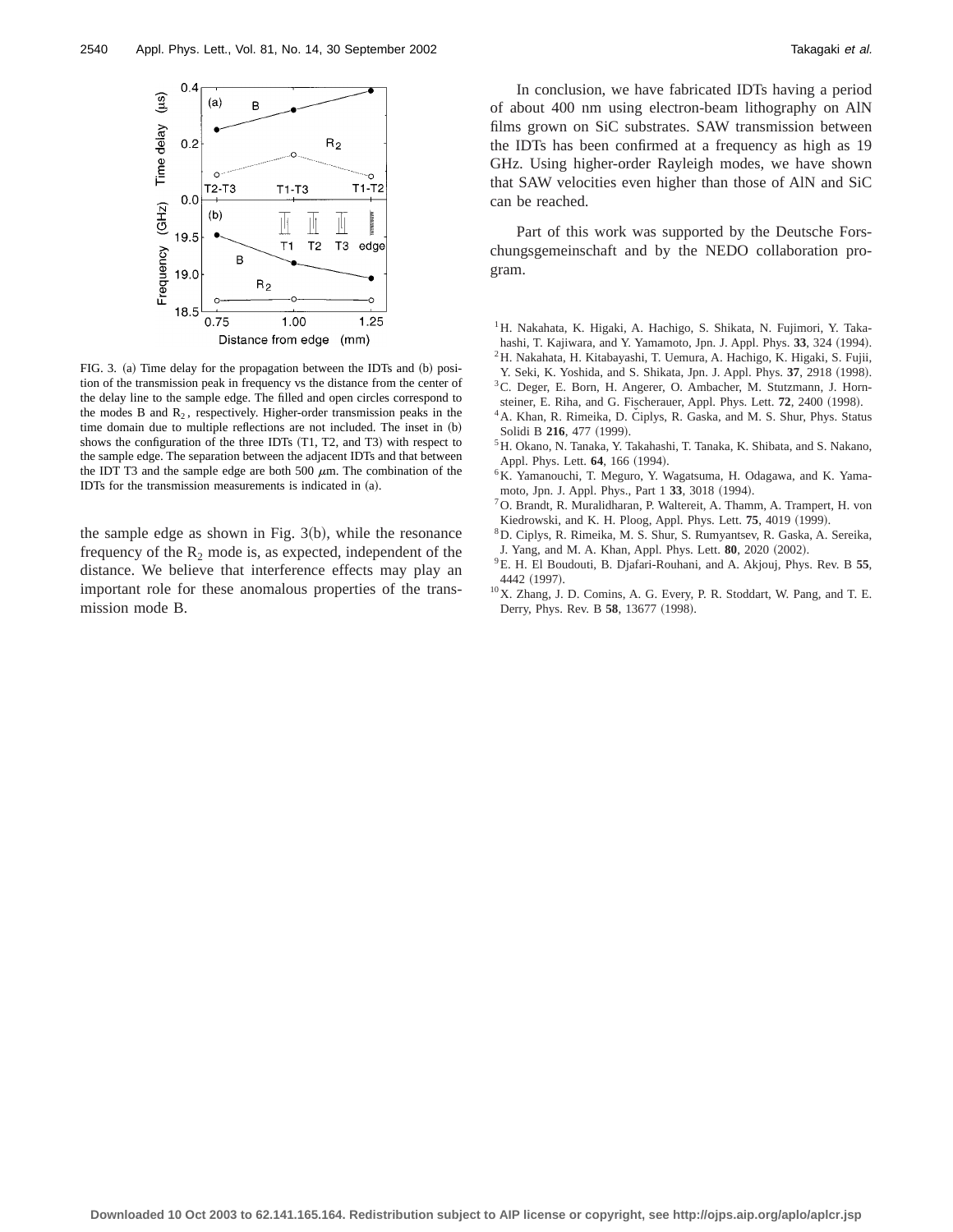(a)

Time delay (μs)

0.4

0.2

0.0

B

$R_2$

T2-T3

T1-T3

T1-T2

(b)

Frequency (GHz)

19.5

19.0

18.5

T1 T2 T3 edge

B

$R_2$

0.75

1.00

1.25

Distance from edge (mm)

FIG. 3. (a) Time delay for the propagation between the IDTs and (b) position of the transmission peak in frequency vs the distance from the center of the delay line to the sample edge. The filled and open circles correspond to the modes B and $R_2$, respectively. Higher-order transmission peaks in the time domain due to multiple reflections are not included. The inset in (b) shows the configuration of the three IDTs (T1, T2, and T3) with respect to the sample edge. The separation between the adjacent IDTs and that between the IDT T3 and the sample edge are both 500 $\mu$m. The combination of the IDTs for the transmission measurements is indicated in (a).

the sample edge as shown in Fig. 3(b), while the resonance frequency of the $R_2$ mode is, as expected, independent of the distance. We believe that interference effects may play an important role for these anomalous properties of the transmission mode B.

In conclusion, we have fabricated IDTs having a period of about 400 nm using electron-beam lithography on AlN films grown on SiC substrates. SAW transmission between the IDTs has been confirmed at a frequency as high as 19 GHz. Using higher-order Rayleigh modes, we have shown that SAW velocities even higher than those of AlN and SiC can be reached.

Part of this work was supported by the Deutsche Forschungsgemeinschaft and by the NEDO collaboration program.

[1] H. Nakahata, K. Higaki, A. Hachigo, S. Shikata, N. Fujimori, Y. Takahashi, T. Kajiwara, and Y. Yamamoto, Jpn. J. Appl. Phys. **33**, 324 (1994).

[2] H. Nakahata, H. Kitabayashi, T. Uemura, A. Hachigo, K. Higaki, S. Fujii, Y. Seki, K. Yoshida, and S. Shikata, Jpn. J. Appl. Phys. **37**, 2918 (1998).

[3] C. Deger, E. Born, H. Angerer, O. Ambacher, M. Stutzmann, J. Hornsteiner, E. Riha, and G. Fischerauer, Appl. Phys. Lett. **72**, 2400 (1998).

[4] A. Khan, R. Rimeika, D. Čiplys, R. Gaska, and M. S. Shur, Phys. Status Solidi B **216**, 477 (1999).

[5] H. Okano, N. Tanaka, Y. Takahashi, T. Tanaka, K. Shibata, and S. Nakano, Appl. Phys. Lett. **64**, 166 (1994).

[6] K. Yamanouchi, T. Meguro, Y. Wagatsuma, H. Odagawa, and K. Yamamoto, Jpn. J. Appl. Phys., Part 1 **33**, 3018 (1994).

[7] O. Brandt, R. Muralidharan, P. Waltereit, A. Thamm, A. Trampert, H. von Kiedrowski, and K. H. Ploog, Appl. Phys. Lett. **75**, 4019 (1999).

[8] D. Ciplys, R. Rimeika, M. S. Shur, S. Rumyantsev, R. Gaska, A. Sereika, J. Yang, and M. A. Khan, Appl. Phys. Lett. **80**, 2020 (2002).

[9] E. H. El Boudouti, B. Djafari-Rouhani, and A. Akjouj, Phys. Rev. B **55**, 4442 (1997).

[10] X. Zhang, J. D. Comins, A. G. Every, P. R. Stoddart, W. Pang, and T. E. Derry, Phys. Rev. B **58**, 13677 (1998).